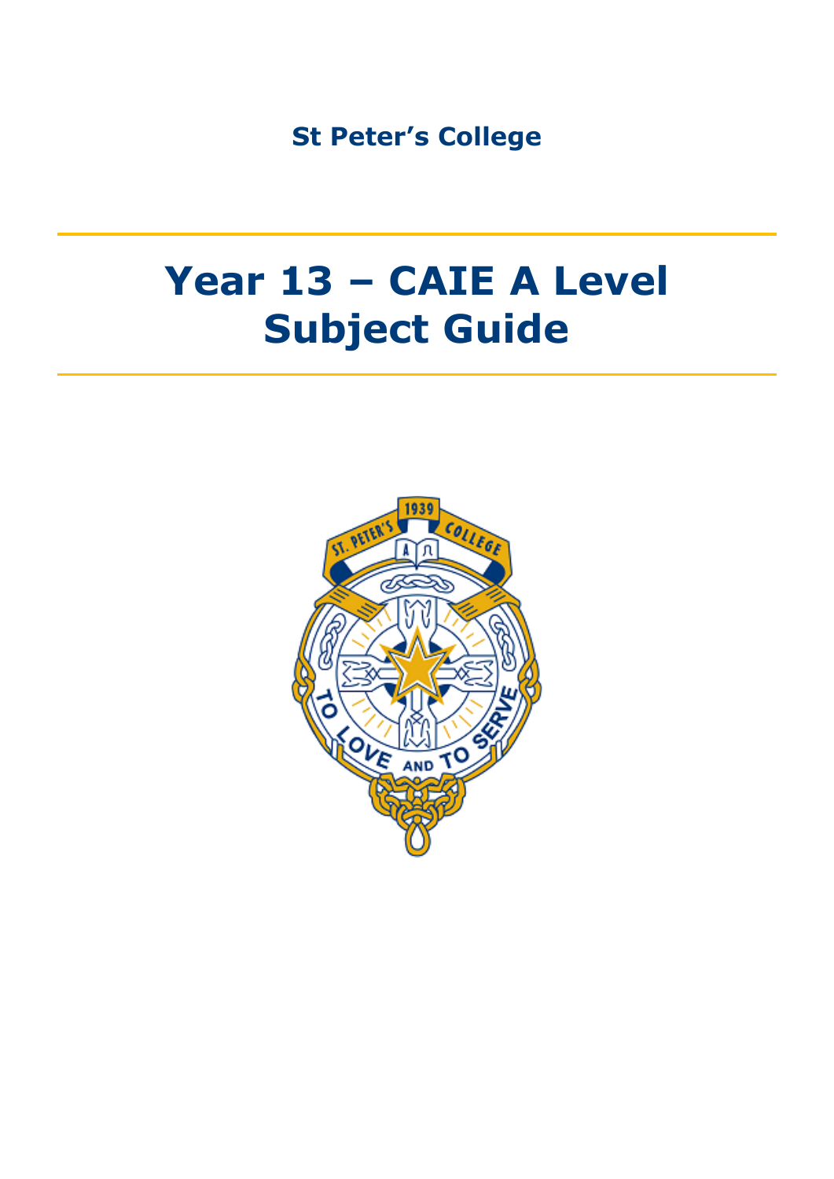St Peter's College

# Year 13 – CAIE A Level Subject Guide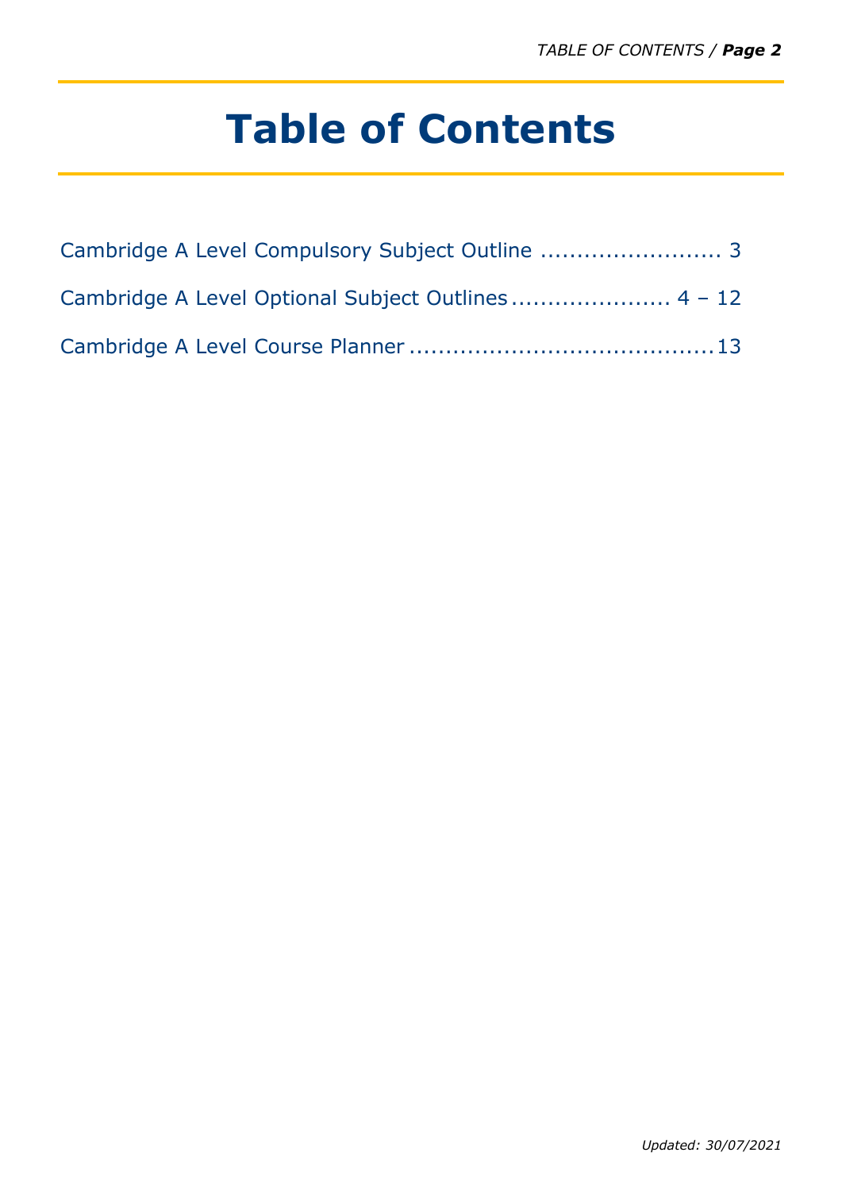# Table of Contents

Cambridge A Level Compulsory Subject Outline ......................... 3

Cambridge A Level Optional Subject Outlines ...................... 4 – 12

Cambridge A Level Course Planner ..........................................13

*Updated: 30/07/2021*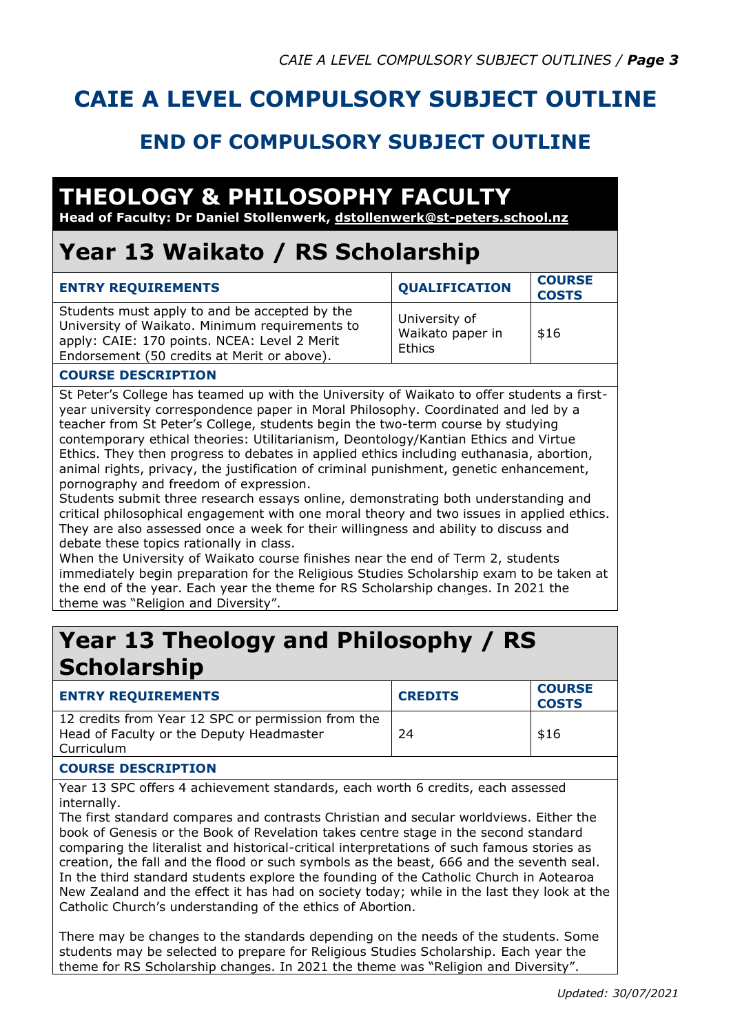# CAIE A LEVEL COMPULSORY SUBJECT OUTLINE

## END OF COMPULSORY SUBJECT OUTLINE

# THEOLOGY & PHILOSOPHY FACULTY

**Head of Faculty: Dr Daniel Stollenwerk, dstollenwerk@st-peters.school.nz**

## Year 13 Waikato / RS Scholarship

| ENTRY REQUIREMENTS | QUALIFICATION | COURSE COSTS |
|---|---|---|
| Students must apply to and be accepted by the University of Waikato. Minimum requirements to apply: CAIE: 170 points. NCEA: Level 2 Merit Endorsement (50 credits at Merit or above). | University of Waikato paper in Ethics | $16 |

**COURSE DESCRIPTION**

St Peter's College has teamed up with the University of Waikato to offer students a first-year university correspondence paper in Moral Philosophy. Coordinated and led by a teacher from St Peter's College, students begin the two-term course by studying contemporary ethical theories: Utilitarianism, Deontology/Kantian Ethics and Virtue Ethics. They then progress to debates in applied ethics including euthanasia, abortion, animal rights, privacy, the justification of criminal punishment, genetic enhancement, pornography and freedom of expression.

Students submit three research essays online, demonstrating both understanding and critical philosophical engagement with one moral theory and two issues in applied ethics. They are also assessed once a week for their willingness and ability to discuss and debate these topics rationally in class.

When the University of Waikato course finishes near the end of Term 2, students immediately begin preparation for the Religious Studies Scholarship exam to be taken at the end of the year. Each year the theme for RS Scholarship changes. In 2021 the theme was "Religion and Diversity".

## Year 13 Theology and Philosophy / RS Scholarship

| ENTRY REQUIREMENTS | CREDITS | COURSE COSTS |
|---|---|---|
| 12 credits from Year 12 SPC or permission from the Head of Faculty or the Deputy Headmaster Curriculum | 24 | $16 |

**COURSE DESCRIPTION**

Year 13 SPC offers 4 achievement standards, each worth 6 credits, each assessed internally.

The first standard compares and contrasts Christian and secular worldviews. Either the book of Genesis or the Book of Revelation takes centre stage in the second standard comparing the literalist and historical-critical interpretations of such famous stories as creation, the fall and the flood or such symbols as the beast, 666 and the seventh seal. In the third standard students explore the founding of the Catholic Church in Aotearoa New Zealand and the effect it has had on society today; while in the last they look at the Catholic Church's understanding of the ethics of Abortion.

There may be changes to the standards depending on the needs of the students. Some students may be selected to prepare for Religious Studies Scholarship. Each year the theme for RS Scholarship changes. In 2021 the theme was "Religion and Diversity".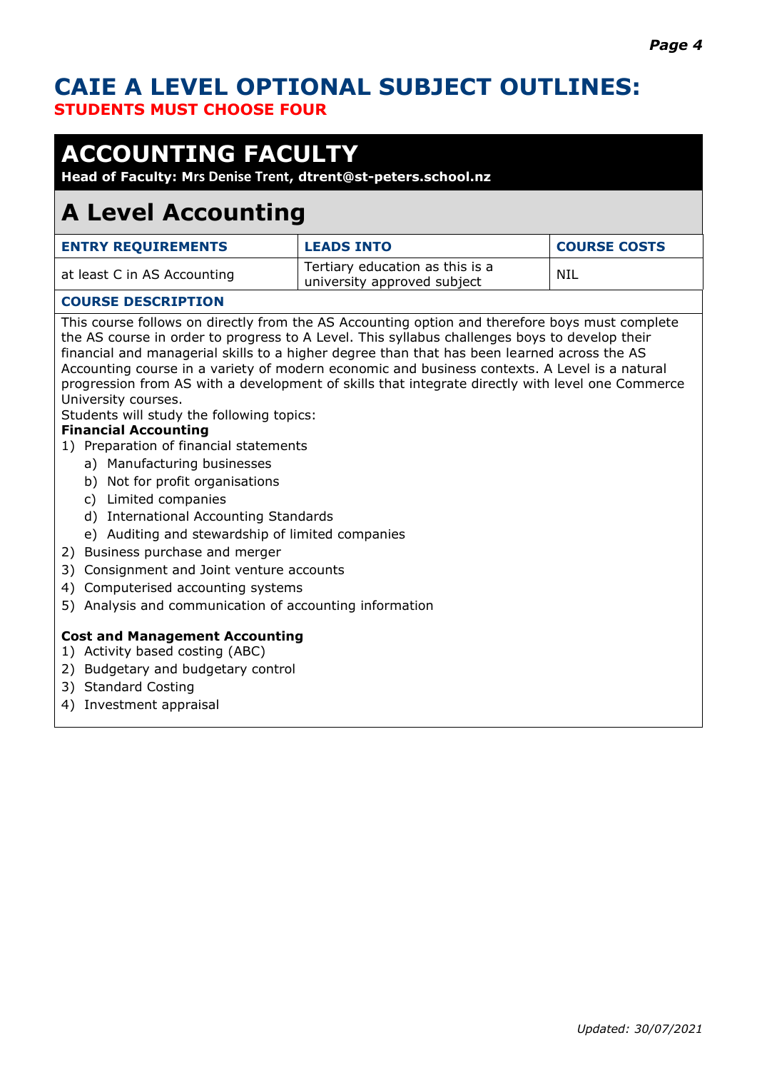# CAIE A LEVEL OPTIONAL SUBJECT OUTLINES:

**STUDENTS MUST CHOOSE FOUR**

## ACCOUNTING FACULTY

**Head of Faculty: Mrs Denise Trent, dtrent@st-peters.school.nz**

## A Level Accounting

| ENTRY REQUIREMENTS | LEADS INTO | COURSE COSTS |
|---|---|---|
| at least C in AS Accounting | Tertiary education as this is a university approved subject | NIL |

### COURSE DESCRIPTION

This course follows on directly from the AS Accounting option and therefore boys must complete the AS course in order to progress to A Level. This syllabus challenges boys to develop their financial and managerial skills to a higher degree than that has been learned across the AS Accounting course in a variety of modern economic and business contexts. A Level is a natural progression from AS with a development of skills that integrate directly with level one Commerce University courses.

Students will study the following topics:

**Financial Accounting**

1) Preparation of financial statements
   a) Manufacturing businesses
   b) Not for profit organisations
   c) Limited companies
   d) International Accounting Standards
   e) Auditing and stewardship of limited companies
2) Business purchase and merger
3) Consignment and Joint venture accounts
4) Computerised accounting systems
5) Analysis and communication of accounting information

**Cost and Management Accounting**

1) Activity based costing (ABC)
2) Budgetary and budgetary control
3) Standard Costing
4) Investment appraisal

*Updated: 30/07/2021*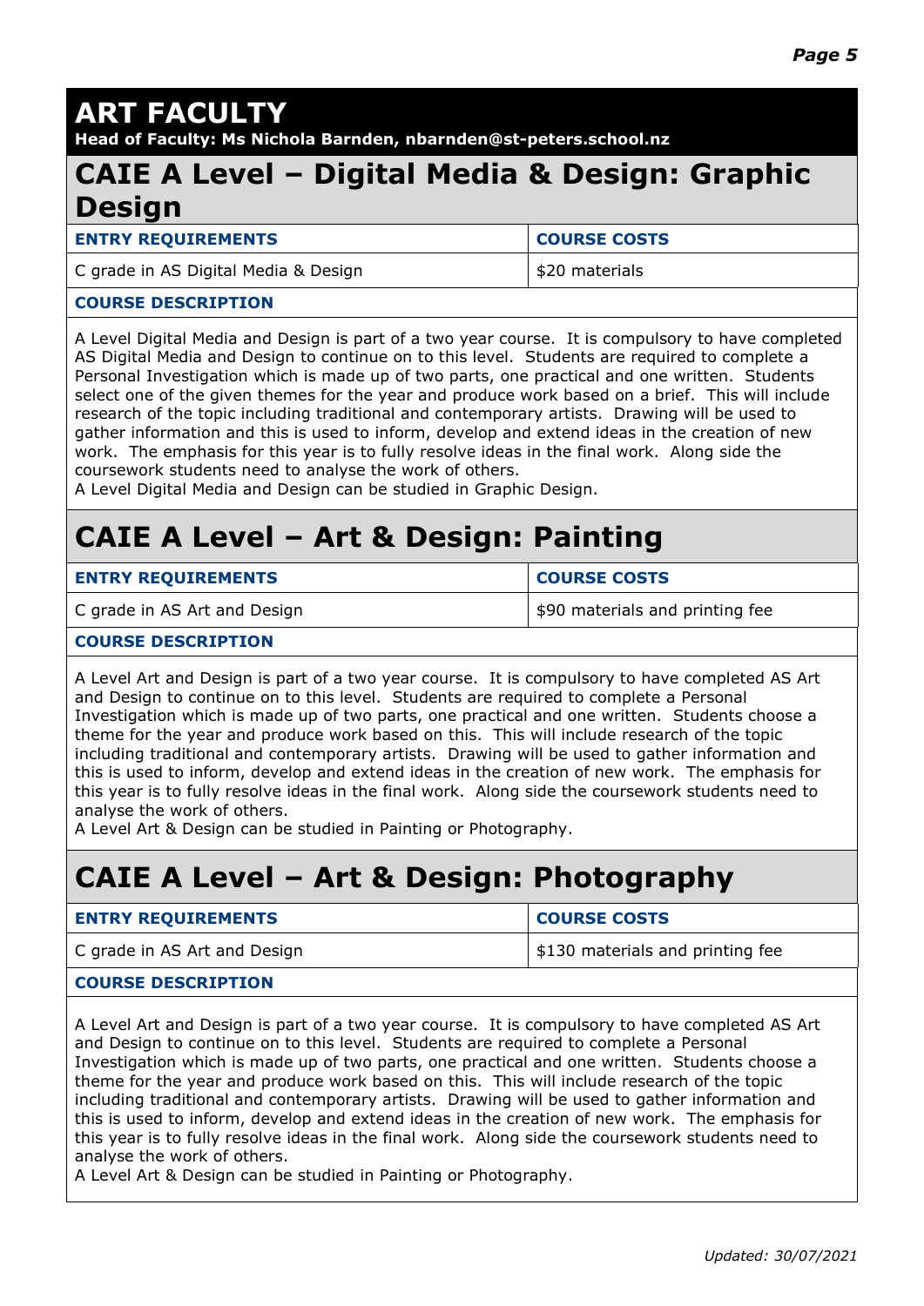# ART FACULTY

**Head of Faculty: Ms Nichola Barnden, nbarnden@st-peters.school.nz**

## CAIE A Level – Digital Media & Design: Graphic Design

| ENTRY REQUIREMENTS | COURSE COSTS |
| --- | --- |
| C grade in AS Digital Media & Design | $20 materials |

**COURSE DESCRIPTION**

A Level Digital Media and Design is part of a two year course. It is compulsory to have completed AS Digital Media and Design to continue on to this level. Students are required to complete a Personal Investigation which is made up of two parts, one practical and one written. Students select one of the given themes for the year and produce work based on a brief. This will include research of the topic including traditional and contemporary artists. Drawing will be used to gather information and this is used to inform, develop and extend ideas in the creation of new work. The emphasis for this year is to fully resolve ideas in the final work. Along side the coursework students need to analyse the work of others.
A Level Digital Media and Design can be studied in Graphic Design.

## CAIE A Level – Art & Design: Painting

| ENTRY REQUIREMENTS | COURSE COSTS |
| --- | --- |
| C grade in AS Art and Design | $90 materials and printing fee |

**COURSE DESCRIPTION**

A Level Art and Design is part of a two year course. It is compulsory to have completed AS Art and Design to continue on to this level. Students are required to complete a Personal Investigation which is made up of two parts, one practical and one written. Students choose a theme for the year and produce work based on this. This will include research of the topic including traditional and contemporary artists. Drawing will be used to gather information and this is used to inform, develop and extend ideas in the creation of new work. The emphasis for this year is to fully resolve ideas in the final work. Along side the coursework students need to analyse the work of others.
A Level Art & Design can be studied in Painting or Photography.

## CAIE A Level – Art & Design: Photography

| ENTRY REQUIREMENTS | COURSE COSTS |
| --- | --- |
| C grade in AS Art and Design | $130 materials and printing fee |

**COURSE DESCRIPTION**

A Level Art and Design is part of a two year course. It is compulsory to have completed AS Art and Design to continue on to this level. Students are required to complete a Personal Investigation which is made up of two parts, one practical and one written. Students choose a theme for the year and produce work based on this. This will include research of the topic including traditional and contemporary artists. Drawing will be used to gather information and this is used to inform, develop and extend ideas in the creation of new work. The emphasis for this year is to fully resolve ideas in the final work. Along side the coursework students need to analyse the work of others.
A Level Art & Design can be studied in Painting or Photography.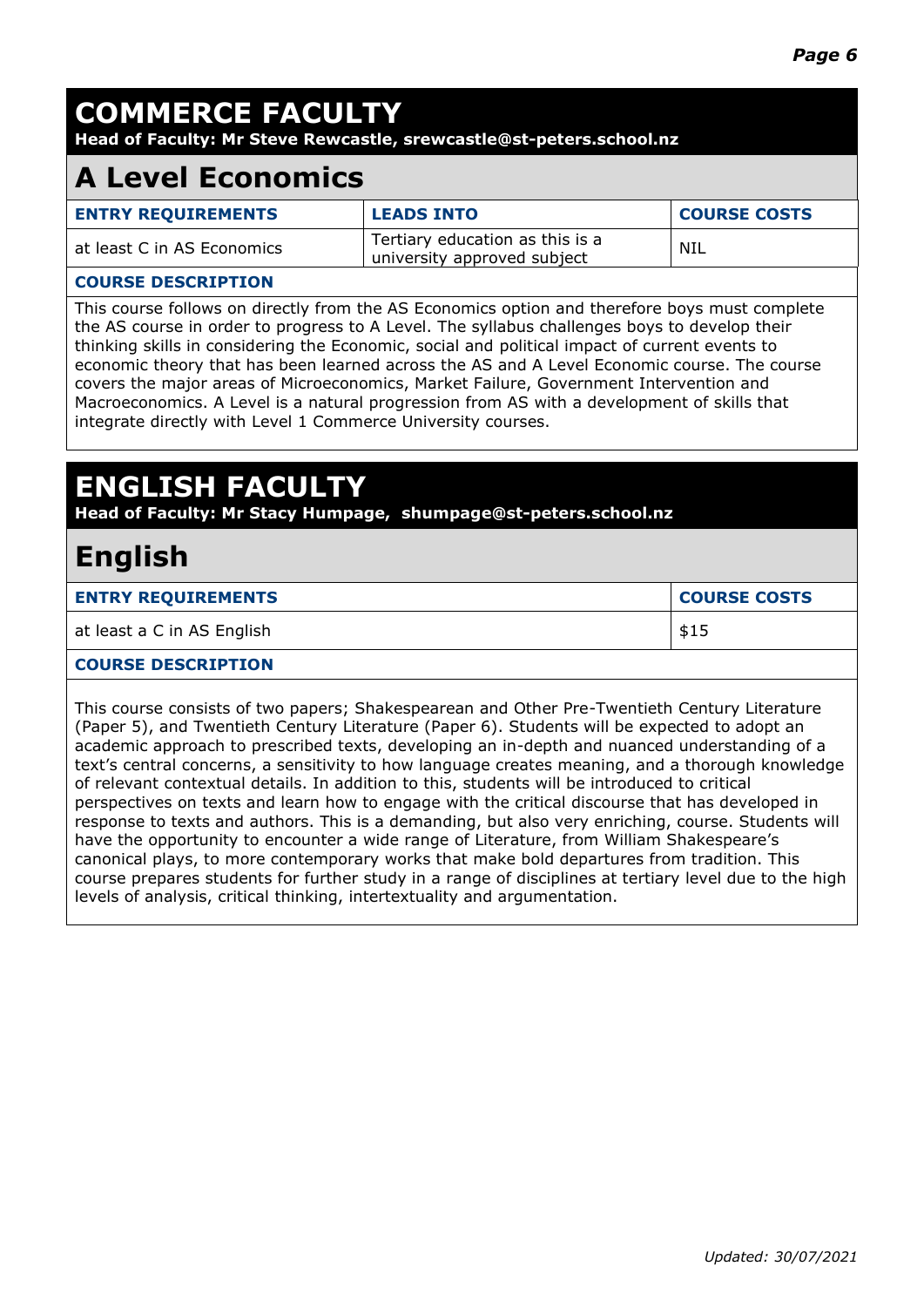# COMMERCE FACULTY

**Head of Faculty: Mr Steve Rewcastle, srewcastle@st-peters.school.nz**

## A Level Economics

| ENTRY REQUIREMENTS | LEADS INTO | COURSE COSTS |
|---|---|---|
| at least C in AS Economics | Tertiary education as this is a university approved subject | NIL |

**COURSE DESCRIPTION**

This course follows on directly from the AS Economics option and therefore boys must complete the AS course in order to progress to A Level. The syllabus challenges boys to develop their thinking skills in considering the Economic, social and political impact of current events to economic theory that has been learned across the AS and A Level Economic course. The course covers the major areas of Microeconomics, Market Failure, Government Intervention and Macroeconomics. A Level is a natural progression from AS with a development of skills that integrate directly with Level 1 Commerce University courses.

# ENGLISH FACULTY

**Head of Faculty: Mr Stacy Humpage, shumpage@st-peters.school.nz**

## English

| ENTRY REQUIREMENTS | COURSE COSTS |
|---|---|
| at least a C in AS English | $15 |

**COURSE DESCRIPTION**

This course consists of two papers; Shakespearean and Other Pre-Twentieth Century Literature (Paper 5), and Twentieth Century Literature (Paper 6). Students will be expected to adopt an academic approach to prescribed texts, developing an in-depth and nuanced understanding of a text's central concerns, a sensitivity to how language creates meaning, and a thorough knowledge of relevant contextual details. In addition to this, students will be introduced to critical perspectives on texts and learn how to engage with the critical discourse that has developed in response to texts and authors. This is a demanding, but also very enriching, course. Students will have the opportunity to encounter a wide range of Literature, from William Shakespeare's canonical plays, to more contemporary works that make bold departures from tradition. This course prepares students for further study in a range of disciplines at tertiary level due to the high levels of analysis, critical thinking, intertextuality and argumentation.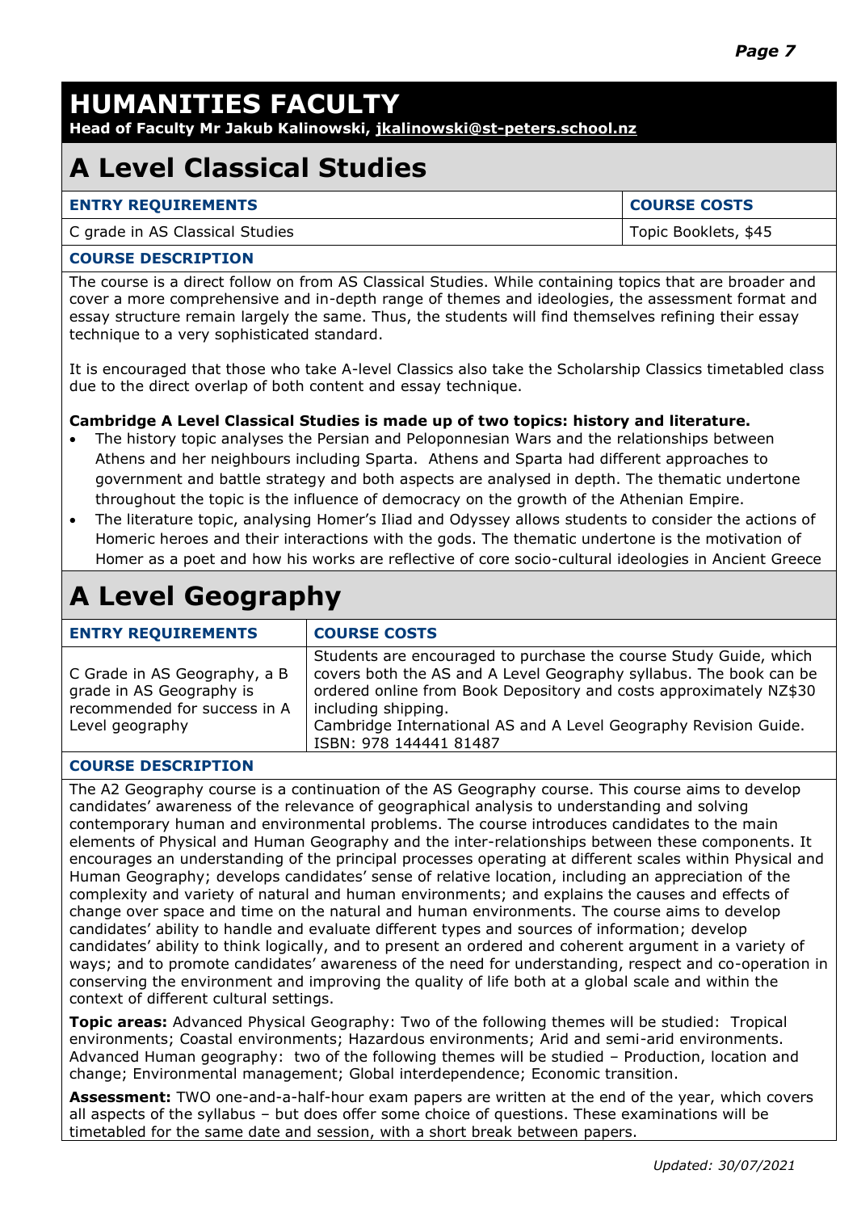# HUMANITIES FACULTY

**Head of Faculty Mr Jakub Kalinowski, jkalinowski@st-peters.school.nz**

## A Level Classical Studies

| ENTRY REQUIREMENTS | COURSE COSTS |
|---|---|
| C grade in AS Classical Studies | Topic Booklets, $45 |

**COURSE DESCRIPTION**

The course is a direct follow on from AS Classical Studies. While containing topics that are broader and cover a more comprehensive and in-depth range of themes and ideologies, the assessment format and essay structure remain largely the same. Thus, the students will find themselves refining their essay technique to a very sophisticated standard.

It is encouraged that those who take A-level Classics also take the Scholarship Classics timetabled class due to the direct overlap of both content and essay technique.

**Cambridge A Level Classical Studies is made up of two topics: history and literature.**

- The history topic analyses the Persian and Peloponnesian Wars and the relationships between Athens and her neighbours including Sparta. Athens and Sparta had different approaches to government and battle strategy and both aspects are analysed in depth. The thematic undertone throughout the topic is the influence of democracy on the growth of the Athenian Empire.
- The literature topic, analysing Homer's Iliad and Odyssey allows students to consider the actions of Homeric heroes and their interactions with the gods. The thematic undertone is the motivation of Homer as a poet and how his works are reflective of core socio-cultural ideologies in Ancient Greece

## A Level Geography

| ENTRY REQUIREMENTS | COURSE COSTS |
|---|---|
| C Grade in AS Geography, a B grade in AS Geography is recommended for success in A Level geography | Students are encouraged to purchase the course Study Guide, which covers both the AS and A Level Geography syllabus. The book can be ordered online from Book Depository and costs approximately NZ$30 including shipping. Cambridge International AS and A Level Geography Revision Guide. ISBN: 978 144441 81487 |

**COURSE DESCRIPTION**

The A2 Geography course is a continuation of the AS Geography course. This course aims to develop candidates' awareness of the relevance of geographical analysis to understanding and solving contemporary human and environmental problems. The course introduces candidates to the main elements of Physical and Human Geography and the inter-relationships between these components. It encourages an understanding of the principal processes operating at different scales within Physical and Human Geography; develops candidates' sense of relative location, including an appreciation of the complexity and variety of natural and human environments; and explains the causes and effects of change over space and time on the natural and human environments. The course aims to develop candidates' ability to handle and evaluate different types and sources of information; develop candidates' ability to think logically, and to present an ordered and coherent argument in a variety of ways; and to promote candidates' awareness of the need for understanding, respect and co-operation in conserving the environment and improving the quality of life both at a global scale and within the context of different cultural settings.

**Topic areas:** Advanced Physical Geography: Two of the following themes will be studied: Tropical environments; Coastal environments; Hazardous environments; Arid and semi-arid environments. Advanced Human geography: two of the following themes will be studied – Production, location and change; Environmental management; Global interdependence; Economic transition.

**Assessment:** TWO one-and-a-half-hour exam papers are written at the end of the year, which covers all aspects of the syllabus – but does offer some choice of questions. These examinations will be timetabled for the same date and session, with a short break between papers.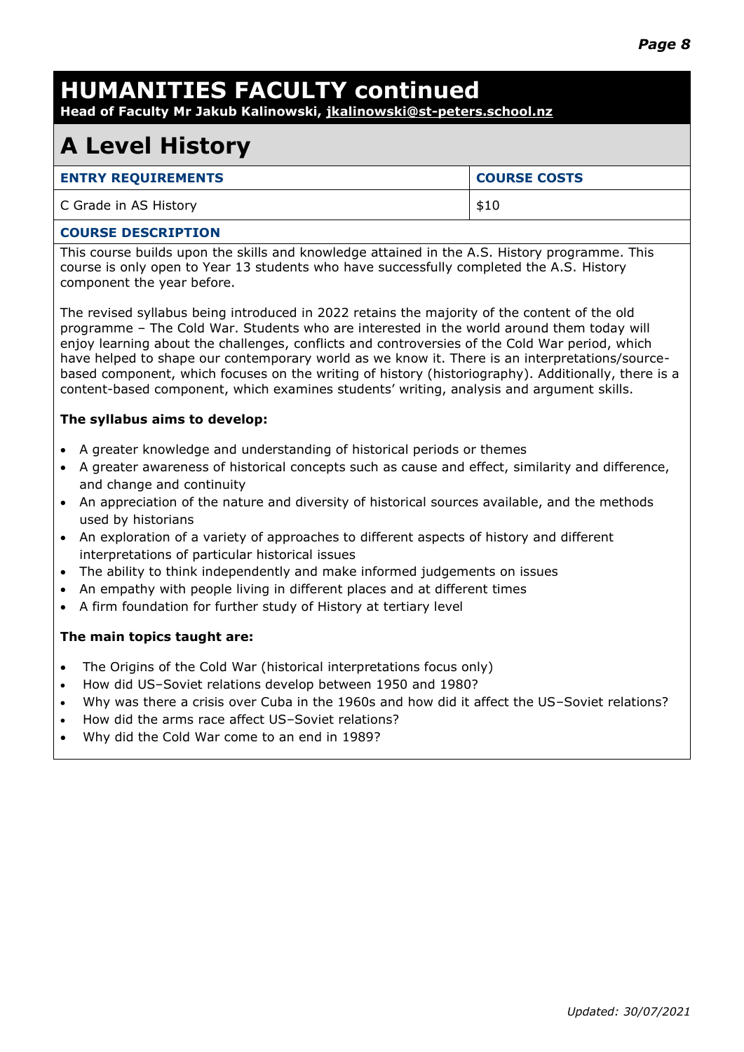# HUMANITIES FACULTY continued

**Head of Faculty Mr Jakub Kalinowski, jkalinowski@st-peters.school.nz**

## A Level History

| ENTRY REQUIREMENTS | COURSE COSTS |
|---|---|
| C Grade in AS History | $10 |

**COURSE DESCRIPTION**

This course builds upon the skills and knowledge attained in the A.S. History programme. This course is only open to Year 13 students who have successfully completed the A.S. History component the year before.

The revised syllabus being introduced in 2022 retains the majority of the content of the old programme – The Cold War. Students who are interested in the world around them today will enjoy learning about the challenges, conflicts and controversies of the Cold War period, which have helped to shape our contemporary world as we know it. There is an interpretations/source-based component, which focuses on the writing of history (historiography). Additionally, there is a content-based component, which examines students' writing, analysis and argument skills.

**The syllabus aims to develop:**

- A greater knowledge and understanding of historical periods or themes
- A greater awareness of historical concepts such as cause and effect, similarity and difference, and change and continuity
- An appreciation of the nature and diversity of historical sources available, and the methods used by historians
- An exploration of a variety of approaches to different aspects of history and different interpretations of particular historical issues
- The ability to think independently and make informed judgements on issues
- An empathy with people living in different places and at different times
- A firm foundation for further study of History at tertiary level

**The main topics taught are:**

- The Origins of the Cold War (historical interpretations focus only)
- How did US–Soviet relations develop between 1950 and 1980?
- Why was there a crisis over Cuba in the 1960s and how did it affect the US–Soviet relations?
- How did the arms race affect US–Soviet relations?
- Why did the Cold War come to an end in 1989?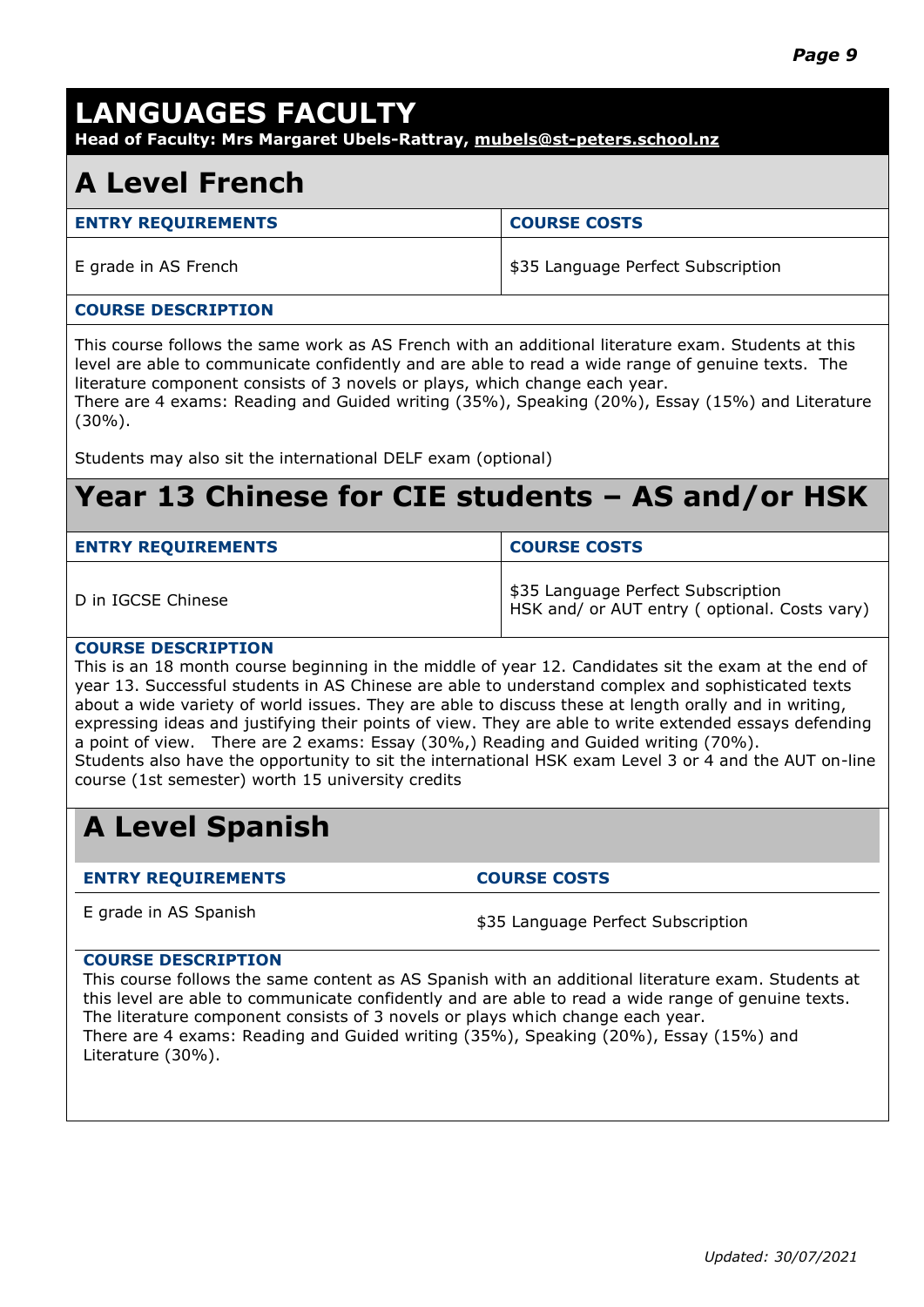# LANGUAGES FACULTY

**Head of Faculty: Mrs Margaret Ubels-Rattray, mubels@st-peters.school.nz**

## A Level French

| ENTRY REQUIREMENTS | COURSE COSTS |
|---|---|
| E grade in AS French | $35 Language Perfect Subscription |

**COURSE DESCRIPTION**

This course follows the same work as AS French with an additional literature exam. Students at this level are able to communicate confidently and are able to read a wide range of genuine texts. The literature component consists of 3 novels or plays, which change each year.
There are 4 exams: Reading and Guided writing (35%), Speaking (20%), Essay (15%) and Literature (30%).

Students may also sit the international DELF exam (optional)

## Year 13 Chinese for CIE students – AS and/or HSK

| ENTRY REQUIREMENTS | COURSE COSTS |
|---|---|
| D in IGCSE Chinese | $35 Language Perfect Subscription<br>HSK and/ or AUT entry ( optional. Costs vary) |

**COURSE DESCRIPTION**

This is an 18 month course beginning in the middle of year 12. Candidates sit the exam at the end of year 13. Successful students in AS Chinese are able to understand complex and sophisticated texts about a wide variety of world issues. They are able to discuss these at length orally and in writing, expressing ideas and justifying their points of view. They are able to write extended essays defending a point of view. There are 2 exams: Essay (30%,) Reading and Guided writing (70%).
Students also have the opportunity to sit the international HSK exam Level 3 or 4 and the AUT on-line course (1st semester) worth 15 university credits

## A Level Spanish

| ENTRY REQUIREMENTS | COURSE COSTS |
|---|---|
| E grade in AS Spanish | $35 Language Perfect Subscription |

**COURSE DESCRIPTION**

This course follows the same content as AS Spanish with an additional literature exam. Students at this level are able to communicate confidently and are able to read a wide range of genuine texts. The literature component consists of 3 novels or plays which change each year.
There are 4 exams: Reading and Guided writing (35%), Speaking (20%), Essay (15%) and Literature (30%).

*Updated: 30/07/2021*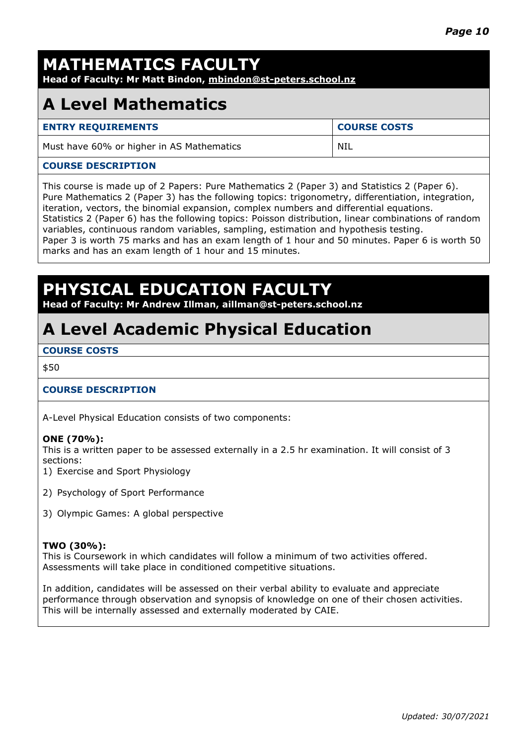# MATHEMATICS FACULTY

**Head of Faculty: Mr Matt Bindon, mbindon@st-peters.school.nz**

## A Level Mathematics

| ENTRY REQUIREMENTS | COURSE COSTS |
|---|---|
| Must have 60% or higher in AS Mathematics | NIL |

**COURSE DESCRIPTION**

This course is made up of 2 Papers: Pure Mathematics 2 (Paper 3) and Statistics 2 (Paper 6).
Pure Mathematics 2 (Paper 3) has the following topics: trigonometry, differentiation, integration, iteration, vectors, the binomial expansion, complex numbers and differential equations.
Statistics 2 (Paper 6) has the following topics: Poisson distribution, linear combinations of random variables, continuous random variables, sampling, estimation and hypothesis testing.
Paper 3 is worth 75 marks and has an exam length of 1 hour and 50 minutes. Paper 6 is worth 50 marks and has an exam length of 1 hour and 15 minutes.

# PHYSICAL EDUCATION FACULTY

**Head of Faculty: Mr Andrew Illman, aillman@st-peters.school.nz**

## A Level Academic Physical Education

**COURSE COSTS**

$50

**COURSE DESCRIPTION**

A-Level Physical Education consists of two components:

**ONE (70%):**
This is a written paper to be assessed externally in a 2.5 hr examination. It will consist of 3 sections:

1) Exercise and Sport Physiology
2) Psychology of Sport Performance
3) Olympic Games: A global perspective

**TWO (30%):**
This is Coursework in which candidates will follow a minimum of two activities offered. Assessments will take place in conditioned competitive situations.

In addition, candidates will be assessed on their verbal ability to evaluate and appreciate performance through observation and synopsis of knowledge on one of their chosen activities. This will be internally assessed and externally moderated by CAIE.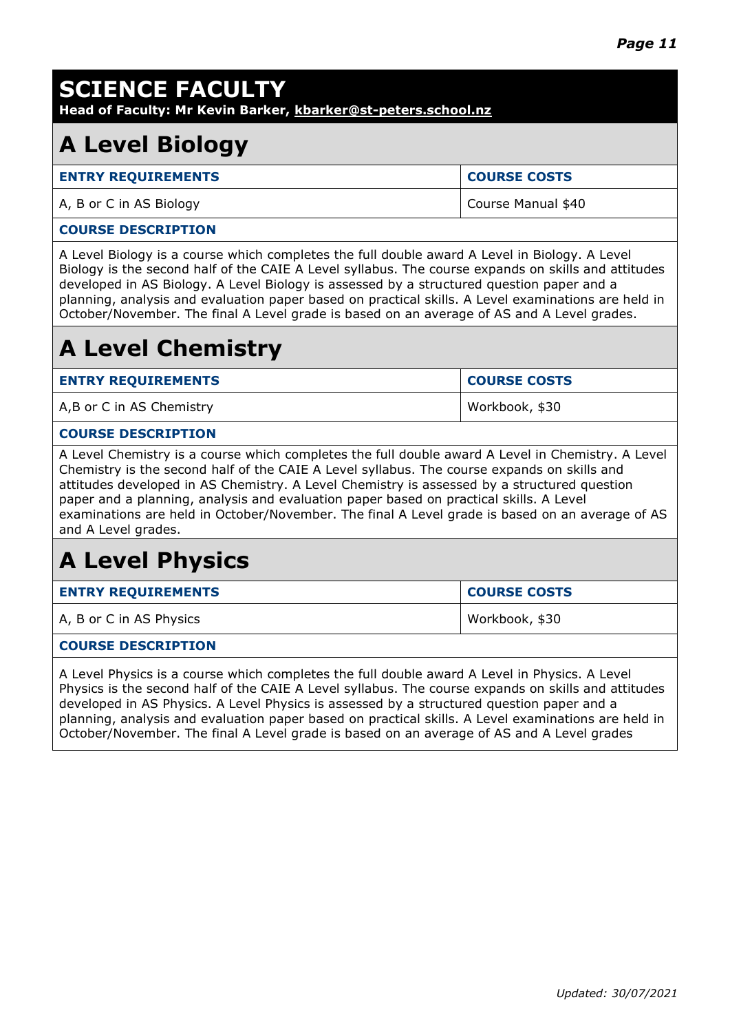# SCIENCE FACULTY

**Head of Faculty: Mr Kevin Barker, kbarker@st-peters.school.nz**

## A Level Biology

| ENTRY REQUIREMENTS | COURSE COSTS |
| --- | --- |
| A, B or C in AS Biology | Course Manual $40 |

**COURSE DESCRIPTION**

A Level Biology is a course which completes the full double award A Level in Biology. A Level Biology is the second half of the CAIE A Level syllabus. The course expands on skills and attitudes developed in AS Biology. A Level Biology is assessed by a structured question paper and a planning, analysis and evaluation paper based on practical skills. A Level examinations are held in October/November. The final A Level grade is based on an average of AS and A Level grades.

## A Level Chemistry

| ENTRY REQUIREMENTS | COURSE COSTS |
| --- | --- |
| A,B or C in AS Chemistry | Workbook, $30 |

**COURSE DESCRIPTION**

A Level Chemistry is a course which completes the full double award A Level in Chemistry. A Level Chemistry is the second half of the CAIE A Level syllabus. The course expands on skills and attitudes developed in AS Chemistry. A Level Chemistry is assessed by a structured question paper and a planning, analysis and evaluation paper based on practical skills. A Level examinations are held in October/November. The final A Level grade is based on an average of AS and A Level grades.

## A Level Physics

| ENTRY REQUIREMENTS | COURSE COSTS |
| --- | --- |
| A, B or C in AS Physics | Workbook, $30 |

**COURSE DESCRIPTION**

A Level Physics is a course which completes the full double award A Level in Physics. A Level Physics is the second half of the CAIE A Level syllabus. The course expands on skills and attitudes developed in AS Physics. A Level Physics is assessed by a structured question paper and a planning, analysis and evaluation paper based on practical skills. A Level examinations are held in October/November. The final A Level grade is based on an average of AS and A Level grades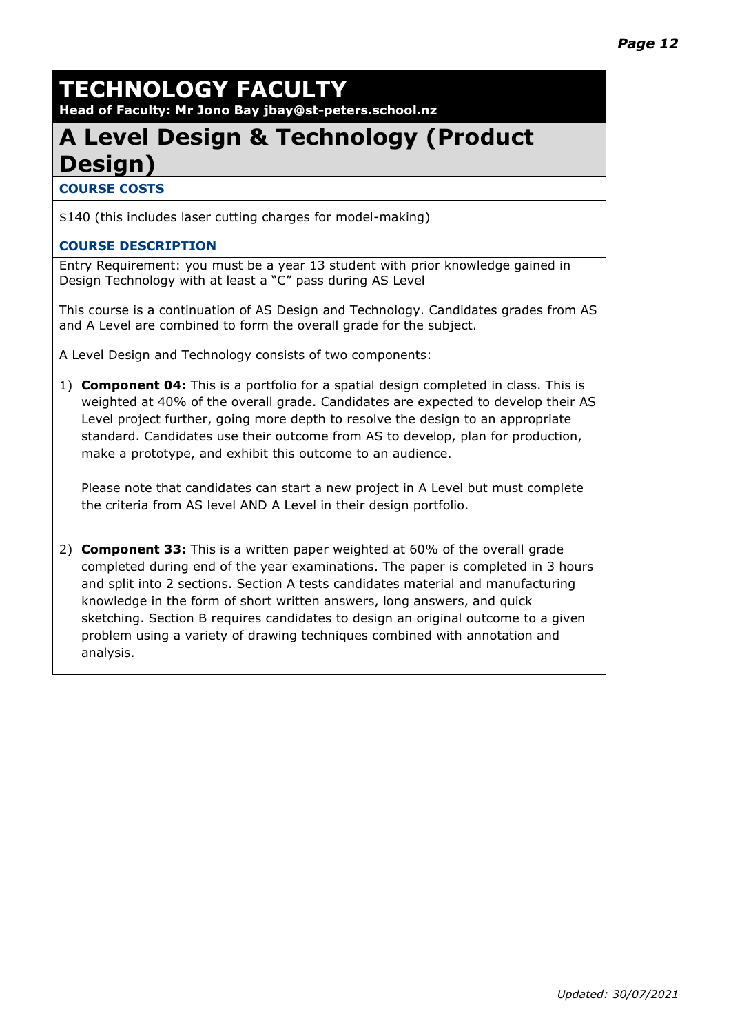# TECHNOLOGY FACULTY

**Head of Faculty: Mr Jono Bay jbay@st-peters.school.nz**

## A Level Design & Technology (Product Design)

### COURSE COSTS

$140 (this includes laser cutting charges for model-making)

### COURSE DESCRIPTION

Entry Requirement: you must be a year 13 student with prior knowledge gained in Design Technology with at least a "C" pass during AS Level

This course is a continuation of AS Design and Technology. Candidates grades from AS and A Level are combined to form the overall grade for the subject.

A Level Design and Technology consists of two components:

1) **Component 04:** This is a portfolio for a spatial design completed in class. This is weighted at 40% of the overall grade. Candidates are expected to develop their AS Level project further, going more depth to resolve the design to an appropriate standard. Candidates use their outcome from AS to develop, plan for production, make a prototype, and exhibit this outcome to an audience.

   Please note that candidates can start a new project in A Level but must complete the criteria from AS level AND A Level in their design portfolio.

2) **Component 33:** This is a written paper weighted at 60% of the overall grade completed during end of the year examinations. The paper is completed in 3 hours and split into 2 sections. Section A tests candidates material and manufacturing knowledge in the form of short written answers, long answers, and quick sketching. Section B requires candidates to design an original outcome to a given problem using a variety of drawing techniques combined with annotation and analysis.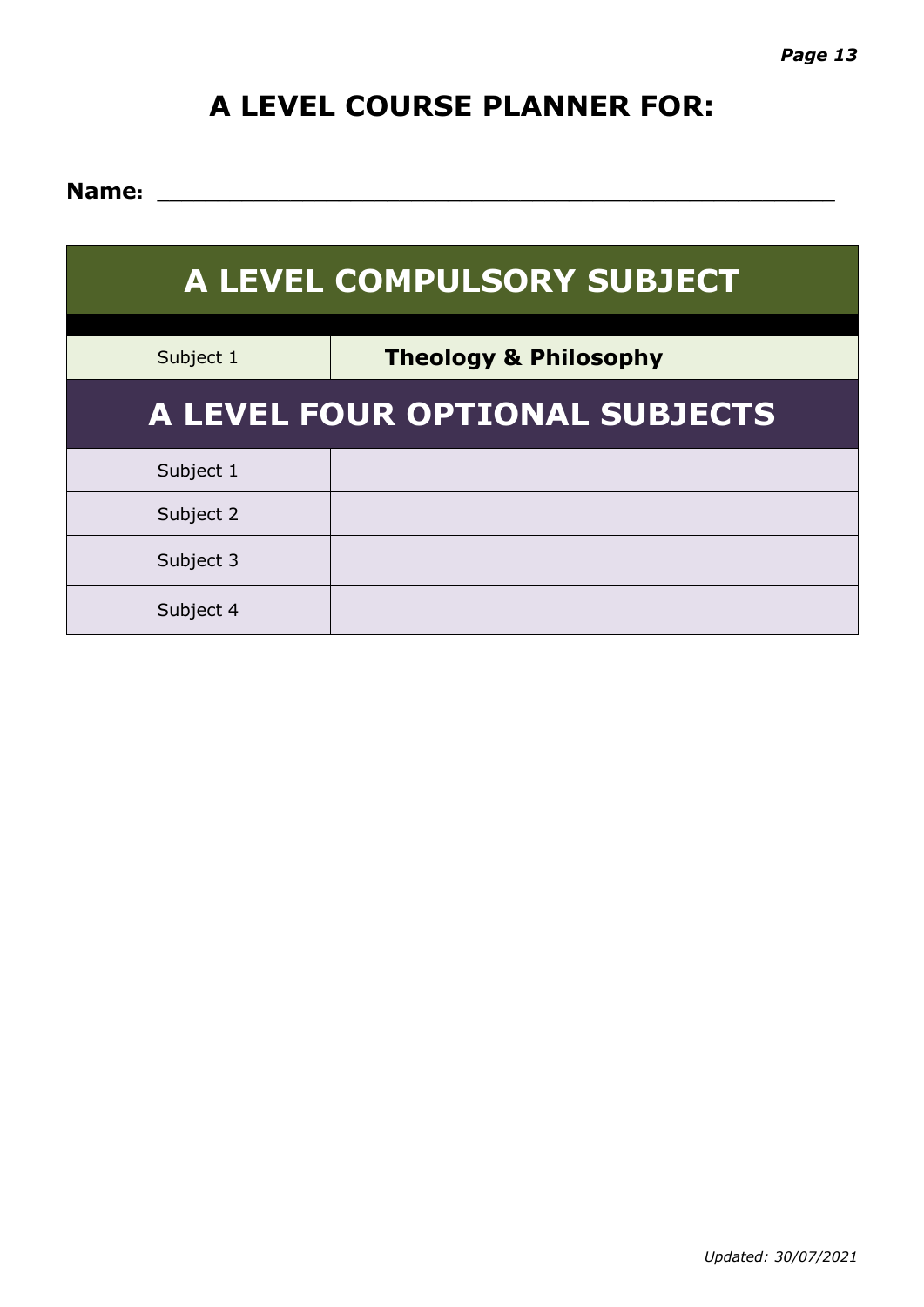# A LEVEL COURSE PLANNER FOR:

**Name:** ______________________________________________

| A LEVEL COMPULSORY SUBJECT | |
|---|---|
| Subject 1 | **Theology & Philosophy** |

| A LEVEL FOUR OPTIONAL SUBJECTS | |
|---|---|
| Subject 1 | |
| Subject 2 | |
| Subject 3 | |
| Subject 4 | |

*Updated: 30/07/2021*